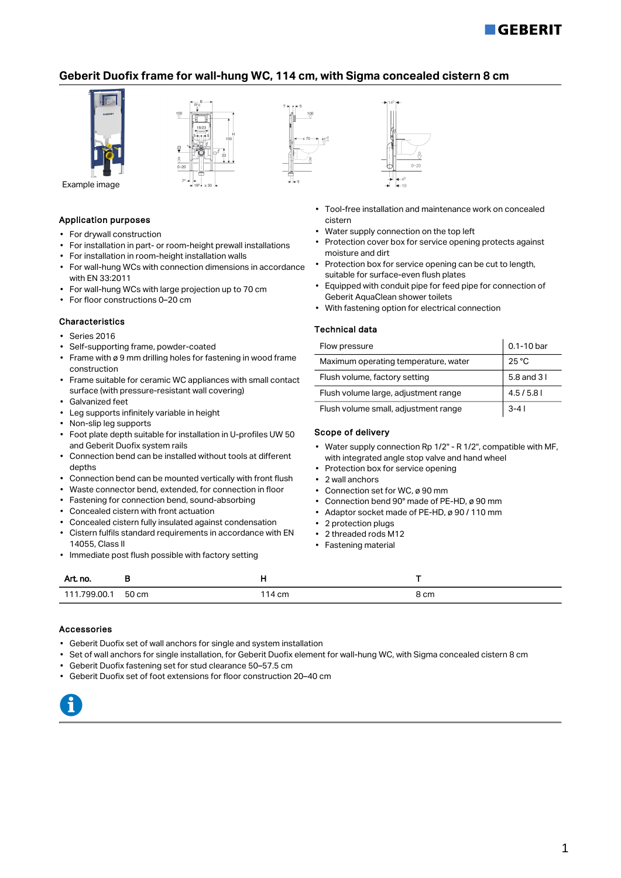# Geberit Duofix frame for wall-hung WC, 114 cm, with Sigma concealed cistern 8 cm

Example image

## Application purposes

- For drywall construction
- For installation in part- or room-height prewall installations
- For installation in room-height installation walls
- For wall-hung WCs with connection dimensions in accordance with EN 33:2011
- For wall-hung WCs with large projection up to 70 cm
- For floor constructions 0–20 cm

## Characteristics

- Series 2016
- Self-supporting frame, powder-coated
- Frame with ø 9 mm drilling holes for fastening in wood frame construction
- Frame suitable for ceramic WC appliances with small contact surface (with pressure-resistant wall covering)
- Galvanized feet
- Leg supports infinitely variable in height
- Non-slip leg supports
- Foot plate depth suitable for installation in U-profiles UW 50 and Geberit Duofix system rails
- Connection bend can be installed without tools at different depths
- Connection bend can be mounted vertically with front flush
- Waste connector bend, extended, for connection in floor
- Fastening for connection bend, sound-absorbing
- Concealed cistern with front actuation
- Concealed cistern fully insulated against condensation
- Cistern fulfils standard requirements in accordance with EN 14055, Class II
- Immediate post flush possible with factory setting
- Tool-free installation and maintenance work on concealed cistern
- Water supply connection on the top left
- Protection cover box for service opening protects against moisture and dirt
- Protection box for service opening can be cut to length, suitable for surface-even flush plates
- Equipped with conduit pipe for feed pipe for connection of Geberit AquaClean shower toilets
- With fastening option for electrical connection

## Technical data

| | |
|---|---|
| Flow pressure | 0.1-10 bar |
| Maximum operating temperature, water | 25 °C |
| Flush volume, factory setting | 5.8 and 3 l |
| Flush volume large, adjustment range | 4.5 / 5.8 l |
| Flush volume small, adjustment range | 3-4 l |

## Scope of delivery

- Water supply connection Rp 1/2" - R 1/2", compatible with MF, with integrated angle stop valve and hand wheel
- Protection box for service opening
- 2 wall anchors
- Connection set for WC, ø 90 mm
- Connection bend 90° made of PE-HD, ø 90 mm
- Adaptor socket made of PE-HD, ø 90 / 110 mm
- 2 protection plugs
- 2 threaded rods M12
- Fastening material

| Art. no. | B | H | T |
|---|---|---|---|
| 111.799.00.1 | 50 cm | 114 cm | 8 cm |

## Accessories

- Geberit Duofix set of wall anchors for single and system installation
- Set of wall anchors for single installation, for Geberit Duofix element for wall-hung WC, with Sigma concealed cistern 8 cm
- Geberit Duofix fastening set for stud clearance 50–57.5 cm
- Geberit Duofix set of foot extensions for floor construction 20–40 cm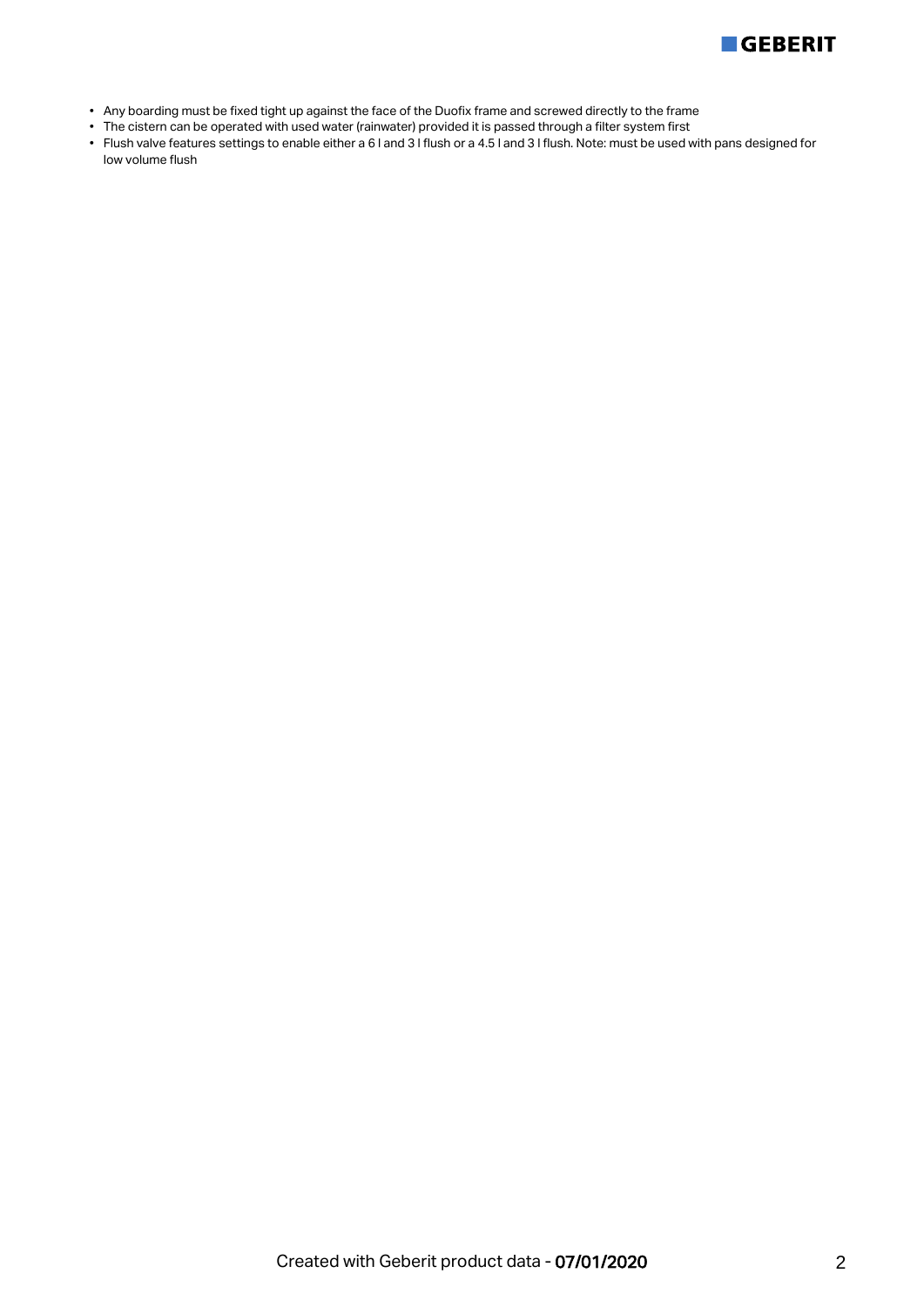- Any boarding must be fixed tight up against the face of the Duofix frame and screwed directly to the frame
- The cistern can be operated with used water (rainwater) provided it is passed through a filter system first
- Flush valve features settings to enable either a 6 l and 3 l flush or a 4.5 l and 3 l flush. Note: must be used with pans designed for low volume flush